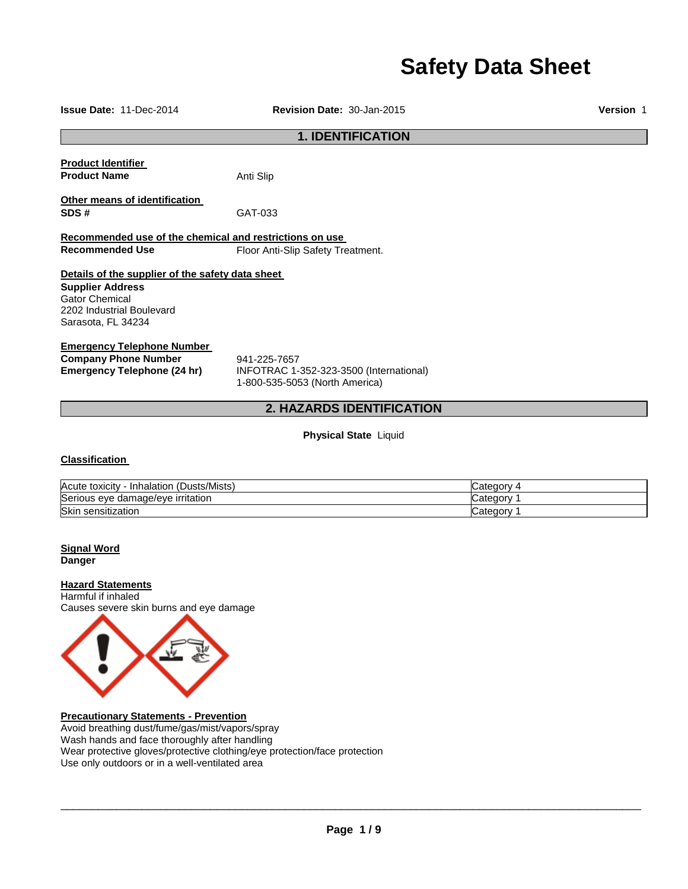# Safety Data Sheet

**Issue Date:** 11-Dec-2014 **Revision Date:** 30-Jan-2015 **Version** 1

## 1. IDENTIFICATION

**Product Identifier**

**Product Name** Anti Slip

**Other means of identification**

**SDS #** GAT-033

**Recommended use of the chemical and restrictions on use**

**Recommended Use** Floor Anti-Slip Safety Treatment.

**Details of the supplier of the safety data sheet**

**Supplier Address**
Gator Chemical
2202 Industrial Boulevard
Sarasota, FL 34234

**Emergency Telephone Number**

**Company Phone Number** 941-225-7657

**Emergency Telephone (24 hr)** INFOTRAC 1-352-323-3500 (International)
1-800-535-5053 (North America)

## 2. HAZARDS IDENTIFICATION

**Physical State** Liquid

**Classification**

| | |
|---|---|
| Acute toxicity - Inhalation (Dusts/Mists) | Category 4 |
| Serious eye damage/eye irritation | Category 1 |
| Skin sensitization | Category 1 |

**Signal Word**
**Danger**

**Hazard Statements**
Harmful if inhaled
Causes severe skin burns and eye damage

**Precautionary Statements - Prevention**
Avoid breathing dust/fume/gas/mist/vapors/spray
Wash hands and face thoroughly after handling
Wear protective gloves/protective clothing/eye protection/face protection
Use only outdoors or in a well-ventilated area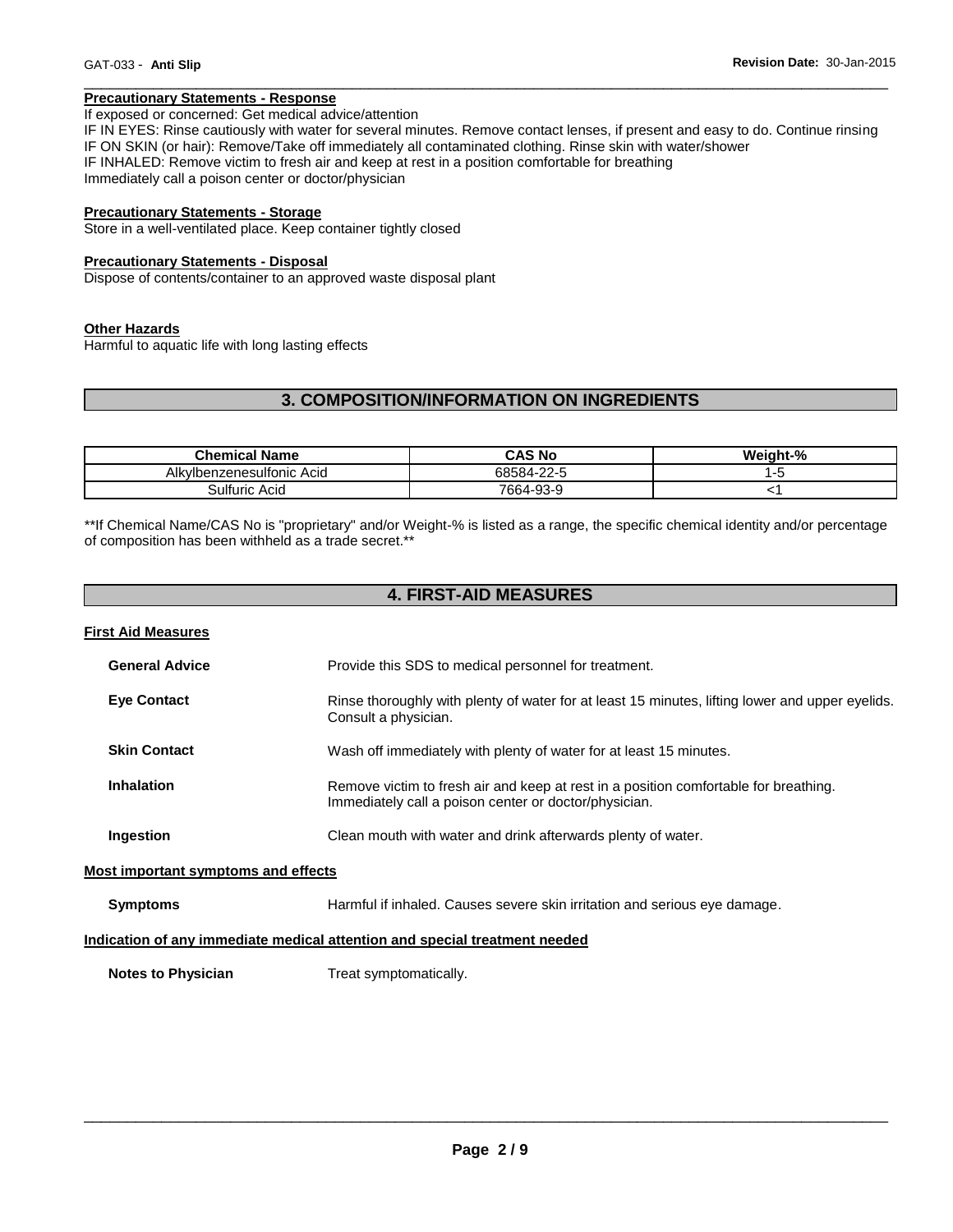**Precautionary Statements - Response**

If exposed or concerned: Get medical advice/attention
IF IN EYES: Rinse cautiously with water for several minutes. Remove contact lenses, if present and easy to do. Continue rinsing
IF ON SKIN (or hair): Remove/Take off immediately all contaminated clothing. Rinse skin with water/shower
IF INHALED: Remove victim to fresh air and keep at rest in a position comfortable for breathing
Immediately call a poison center or doctor/physician

**Precautionary Statements - Storage**

Store in a well-ventilated place. Keep container tightly closed

**Precautionary Statements - Disposal**

Dispose of contents/container to an approved waste disposal plant

**Other Hazards**

Harmful to aquatic life with long lasting effects

## 3. COMPOSITION/INFORMATION ON INGREDIENTS

| Chemical Name | CAS No | Weight-% |
|---|---|---|
| Alkylbenzenesulfonic Acid | 68584-22-5 | 1-5 |
| Sulfuric Acid | 7664-93-9 | <1 |

**If Chemical Name/CAS No is "proprietary" and/or Weight-% is listed as a range, the specific chemical identity and/or percentage of composition has been withheld as a trade secret.**

## 4. FIRST-AID MEASURES

**First Aid Measures**

**General Advice** Provide this SDS to medical personnel for treatment.

**Eye Contact** Rinse thoroughly with plenty of water for at least 15 minutes, lifting lower and upper eyelids. Consult a physician.

**Skin Contact** Wash off immediately with plenty of water for at least 15 minutes.

**Inhalation** Remove victim to fresh air and keep at rest in a position comfortable for breathing. Immediately call a poison center or doctor/physician.

**Ingestion** Clean mouth with water and drink afterwards plenty of water.

**Most important symptoms and effects**

**Symptoms** Harmful if inhaled. Causes severe skin irritation and serious eye damage.

**Indication of any immediate medical attention and special treatment needed**

**Notes to Physician** Treat symptomatically.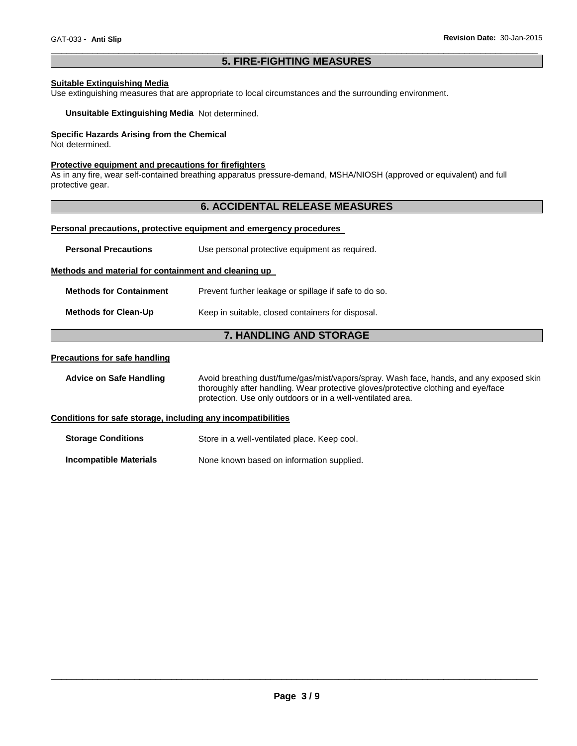## 5. FIRE-FIGHTING MEASURES

**Suitable Extinguishing Media**

Use extinguishing measures that are appropriate to local circumstances and the surrounding environment.

**Unsuitable Extinguishing Media** Not determined.

**Specific Hazards Arising from the Chemical**

Not determined.

**Protective equipment and precautions for firefighters**

As in any fire, wear self-contained breathing apparatus pressure-demand, MSHA/NIOSH (approved or equivalent) and full protective gear.

## 6. ACCIDENTAL RELEASE MEASURES

**Personal precautions, protective equipment and emergency procedures**

**Personal Precautions** Use personal protective equipment as required.

**Methods and material for containment and cleaning up**

**Methods for Containment** Prevent further leakage or spillage if safe to do so.

**Methods for Clean-Up** Keep in suitable, closed containers for disposal.

## 7. HANDLING AND STORAGE

**Precautions for safe handling**

**Advice on Safe Handling** Avoid breathing dust/fume/gas/mist/vapors/spray. Wash face, hands, and any exposed skin thoroughly after handling. Wear protective gloves/protective clothing and eye/face protection. Use only outdoors or in a well-ventilated area.

**Conditions for safe storage, including any incompatibilities**

**Storage Conditions** Store in a well-ventilated place. Keep cool.

**Incompatible Materials** None known based on information supplied.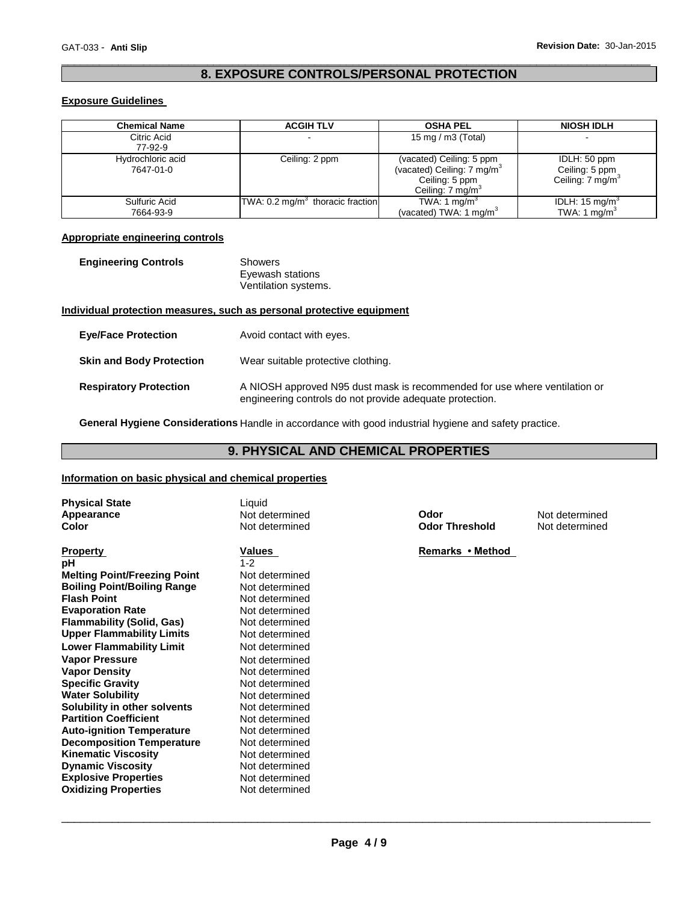## 8. EXPOSURE CONTROLS/PERSONAL PROTECTION

### Exposure Guidelines

| Chemical Name | ACGIH TLV | OSHA PEL | NIOSH IDLH |
|---|---|---|---|
| Citric Acid 77-92-9 | - | 15 mg / m3 (Total) | - |
| Hydrochloric acid 7647-01-0 | Ceiling: 2 ppm | (vacated) Ceiling: 5 ppm (vacated) Ceiling: 7 mg/m$^3$ Ceiling: 5 ppm Ceiling: 7 mg/m$^3$ | IDLH: 50 ppm Ceiling: 5 ppm Ceiling: 7 mg/m$^3$ |
| Sulfuric Acid 7664-93-9 | TWA: 0.2 mg/m$^3$ thoracic fraction | TWA: 1 mg/m$^3$ (vacated) TWA: 1 mg/m$^3$ | IDLH: 15 mg/m$^3$ TWA: 1 mg/m$^3$ |

### Appropriate engineering controls

**Engineering Controls** Showers
Eyewash stations
Ventilation systems.

### Individual protection measures, such as personal protective equipment

**Eye/Face Protection** Avoid contact with eyes.

**Skin and Body Protection** Wear suitable protective clothing.

**Respiratory Protection** A NIOSH approved N95 dust mask is recommended for use where ventilation or engineering controls do not provide adequate protection.

**General Hygiene Considerations** Handle in accordance with good industrial hygiene and safety practice.

## 9. PHYSICAL AND CHEMICAL PROPERTIES

### Information on basic physical and chemical properties

**Physical State** Liquid
**Appearance** Not determined
**Color** Not determined
**Odor** Not determined
**Odor Threshold** Not determined

| Property | Values | Remarks • Method |
|---|---|---|
| **pH** | 1-2 | |
| **Melting Point/Freezing Point** | Not determined | |
| **Boiling Point/Boiling Range** | Not determined | |
| **Flash Point** | Not determined | |
| **Evaporation Rate** | Not determined | |
| **Flammability (Solid, Gas)** | Not determined | |
| **Upper Flammability Limits** | Not determined | |
| **Lower Flammability Limit** | Not determined | |
| **Vapor Pressure** | Not determined | |
| **Vapor Density** | Not determined | |
| **Specific Gravity** | Not determined | |
| **Water Solubility** | Not determined | |
| **Solubility in other solvents** | Not determined | |
| **Partition Coefficient** | Not determined | |
| **Auto-ignition Temperature** | Not determined | |
| **Decomposition Temperature** | Not determined | |
| **Kinematic Viscosity** | Not determined | |
| **Dynamic Viscosity** | Not determined | |
| **Explosive Properties** | Not determined | |
| **Oxidizing Properties** | Not determined | |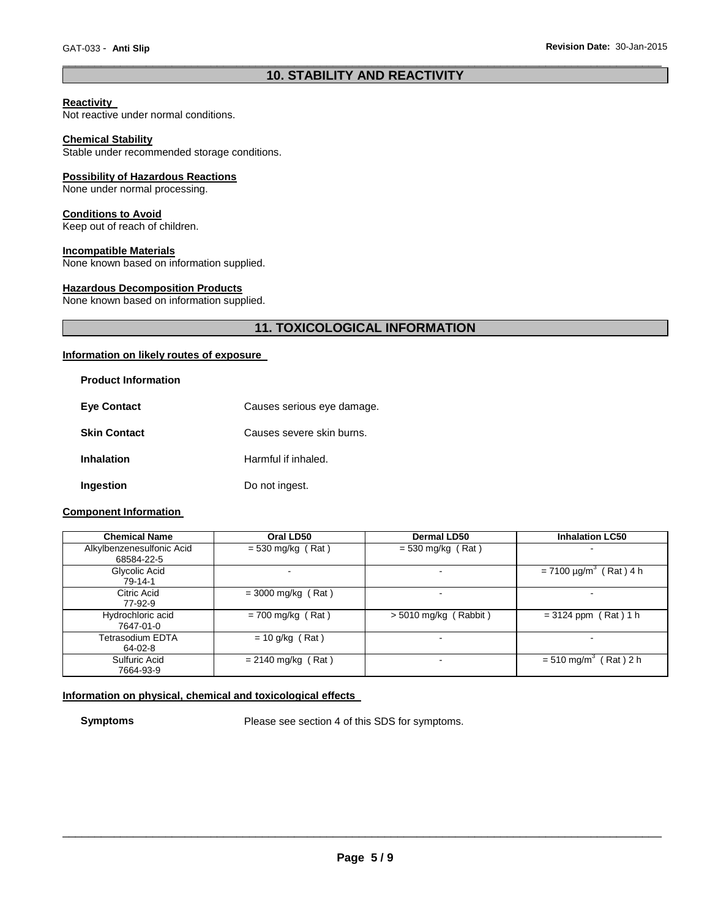## 10. STABILITY AND REACTIVITY

**Reactivity**
Not reactive under normal conditions.

**Chemical Stability**
Stable under recommended storage conditions.

**Possibility of Hazardous Reactions**
None under normal processing.

**Conditions to Avoid**
Keep out of reach of children.

**Incompatible Materials**
None known based on information supplied.

**Hazardous Decomposition Products**
None known based on information supplied.

## 11. TOXICOLOGICAL INFORMATION

**Information on likely routes of exposure**

**Product Information**

**Eye Contact** Causes serious eye damage.

**Skin Contact** Causes severe skin burns.

**Inhalation** Harmful if inhaled.

**Ingestion** Do not ingest.

**Component Information**

| Chemical Name | Oral LD50 | Dermal LD50 | Inhalation LC50 |
|---|---|---|---|
| Alkylbenzenesulfonic Acid 68584-22-5 | = 530 mg/kg ( Rat ) | = 530 mg/kg ( Rat ) | - |
| Glycolic Acid 79-14-1 | - | - | = 7100 µg/m$^3$ ( Rat ) 4 h |
| Citric Acid 77-92-9 | = 3000 mg/kg ( Rat ) | - | - |
| Hydrochloric acid 7647-01-0 | = 700 mg/kg ( Rat ) | > 5010 mg/kg ( Rabbit ) | = 3124 ppm ( Rat ) 1 h |
| Tetrasodium EDTA 64-02-8 | = 10 g/kg ( Rat ) | - | - |
| Sulfuric Acid 7664-93-9 | = 2140 mg/kg ( Rat ) | - | = 510 mg/m$^3$ ( Rat ) 2 h |

**Information on physical, chemical and toxicological effects**

**Symptoms** Please see section 4 of this SDS for symptoms.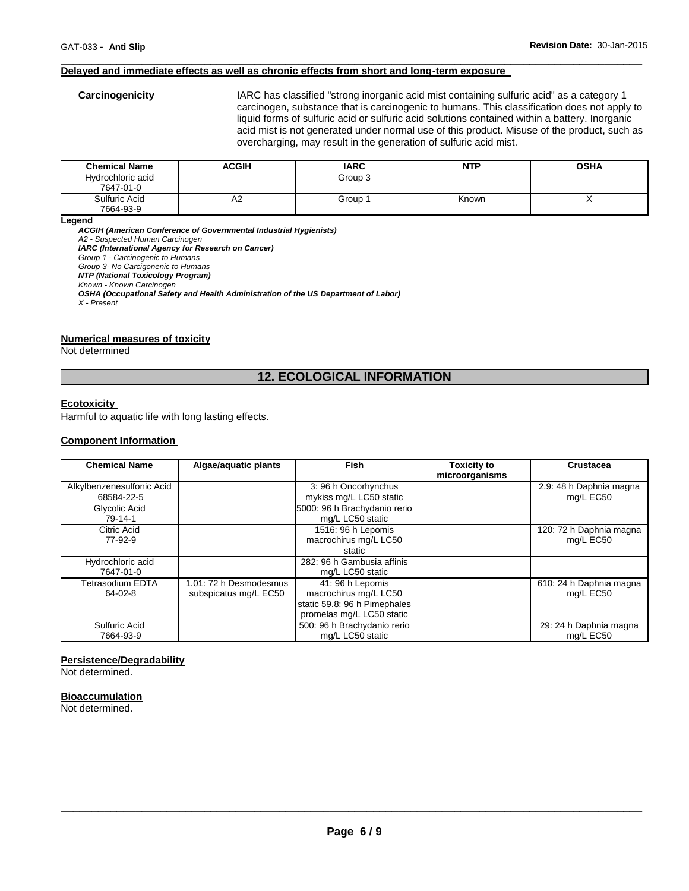### Delayed and immediate effects as well as chronic effects from short and long-term exposure

**Carcinogenicity** IARC has classified "strong inorganic acid mist containing sulfuric acid" as a category 1 carcinogen, substance that is carcinogenic to humans. This classification does not apply to liquid forms of sulfuric acid or sulfuric acid solutions contained within a battery. Inorganic acid mist is not generated under normal use of this product. Misuse of the product, such as overcharging, may result in the generation of sulfuric acid mist.

| Chemical Name | ACGIH | IARC | NTP | OSHA |
|---|---|---|---|---|
| Hydrochloric acid 7647-01-0 | | Group 3 | | |
| Sulfuric Acid 7664-93-9 | A2 | Group 1 | Known | X |

**Legend**

*ACGIH (American Conference of Governmental Industrial Hygienists)*
*A2 - Suspected Human Carcinogen*
*IARC (International Agency for Research on Cancer)*
*Group 1 - Carcinogenic to Humans*
*Group 3- No Carcigonenic to Humans*
*NTP (National Toxicology Program)*
*Known - Known Carcinogen*
*OSHA (Occupational Safety and Health Administration of the US Department of Labor)*
*X - Present*

### Numerical measures of toxicity

Not determined

## 12. ECOLOGICAL INFORMATION

### Ecotoxicity

Harmful to aquatic life with long lasting effects.

### Component Information

| Chemical Name | Algae/aquatic plants | Fish | Toxicity to microorganisms | Crustacea |
|---|---|---|---|---|
| Alkylbenzenesulfonic Acid 68584-22-5 | | 3: 96 h Oncorhynchus mykiss mg/L LC50 static | | 2.9: 48 h Daphnia magna mg/L EC50 |
| Glycolic Acid 79-14-1 | | 5000: 96 h Brachydanio rerio mg/L LC50 static | | |
| Citric Acid 77-92-9 | | 1516: 96 h Lepomis macrochirus mg/L LC50 static | | 120: 72 h Daphnia magna mg/L EC50 |
| Hydrochloric acid 7647-01-0 | | 282: 96 h Gambusia affinis mg/L LC50 static | | |
| Tetrasodium EDTA 64-02-8 | 1.01: 72 h Desmodesmus subspicatus mg/L EC50 | 41: 96 h Lepomis macrochirus mg/L LC50 static 59.8: 96 h Pimephales promelas mg/L LC50 static | | 610: 24 h Daphnia magna mg/L EC50 |
| Sulfuric Acid 7664-93-9 | | 500: 96 h Brachydanio rerio mg/L LC50 static | | 29: 24 h Daphnia magna mg/L EC50 |

### Persistence/Degradability

Not determined.

### Bioaccumulation

Not determined.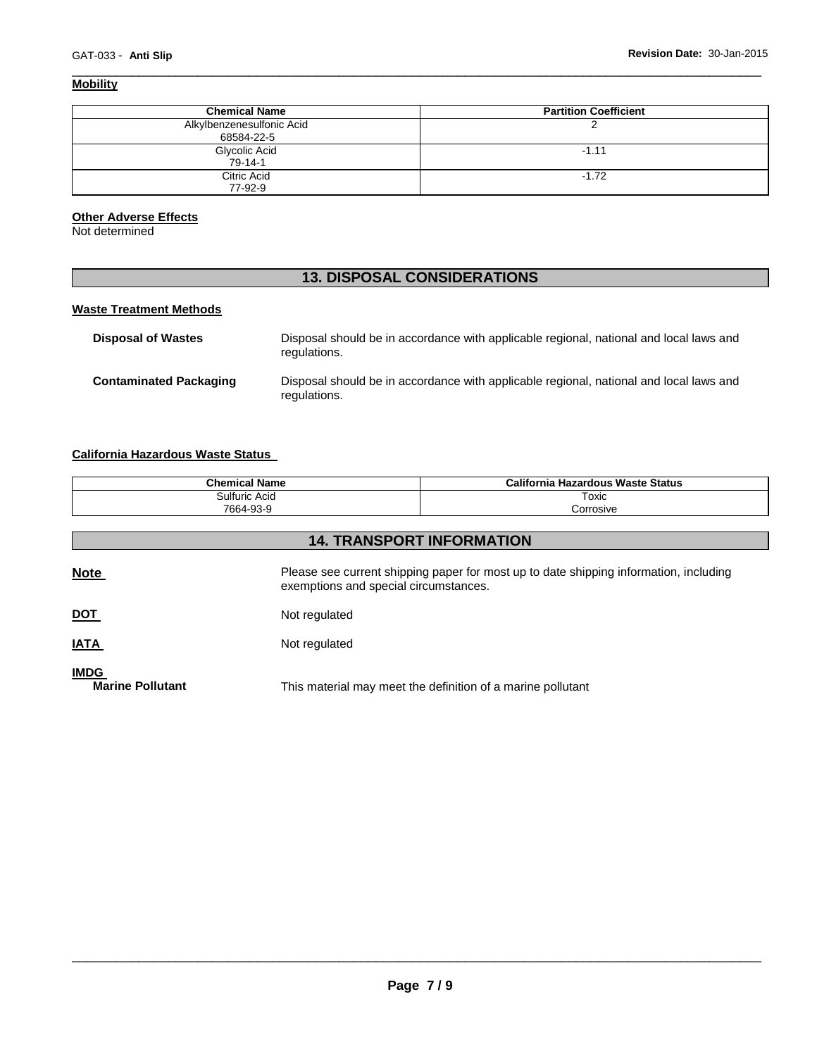### Mobility

| Chemical Name | Partition Coefficient |
|---|---|
| Alkylbenzenesulfonic Acid 68584-22-5 | 2 |
| Glycolic Acid 79-14-1 | -1.11 |
| Citric Acid 77-92-9 | -1.72 |

### Other Adverse Effects

Not determined

## 13. DISPOSAL CONSIDERATIONS

### Waste Treatment Methods

**Disposal of Wastes** Disposal should be in accordance with applicable regional, national and local laws and regulations.

**Contaminated Packaging** Disposal should be in accordance with applicable regional, national and local laws and regulations.

### California Hazardous Waste Status

| Chemical Name | California Hazardous Waste Status |
|---|---|
| Sulfuric Acid 7664-93-9 | Toxic Corrosive |

## 14. TRANSPORT INFORMATION

**Note** Please see current shipping paper for most up to date shipping information, including exemptions and special circumstances.

**DOT** Not regulated

**IATA** Not regulated

**IMDG**

**Marine Pollutant** This material may meet the definition of a marine pollutant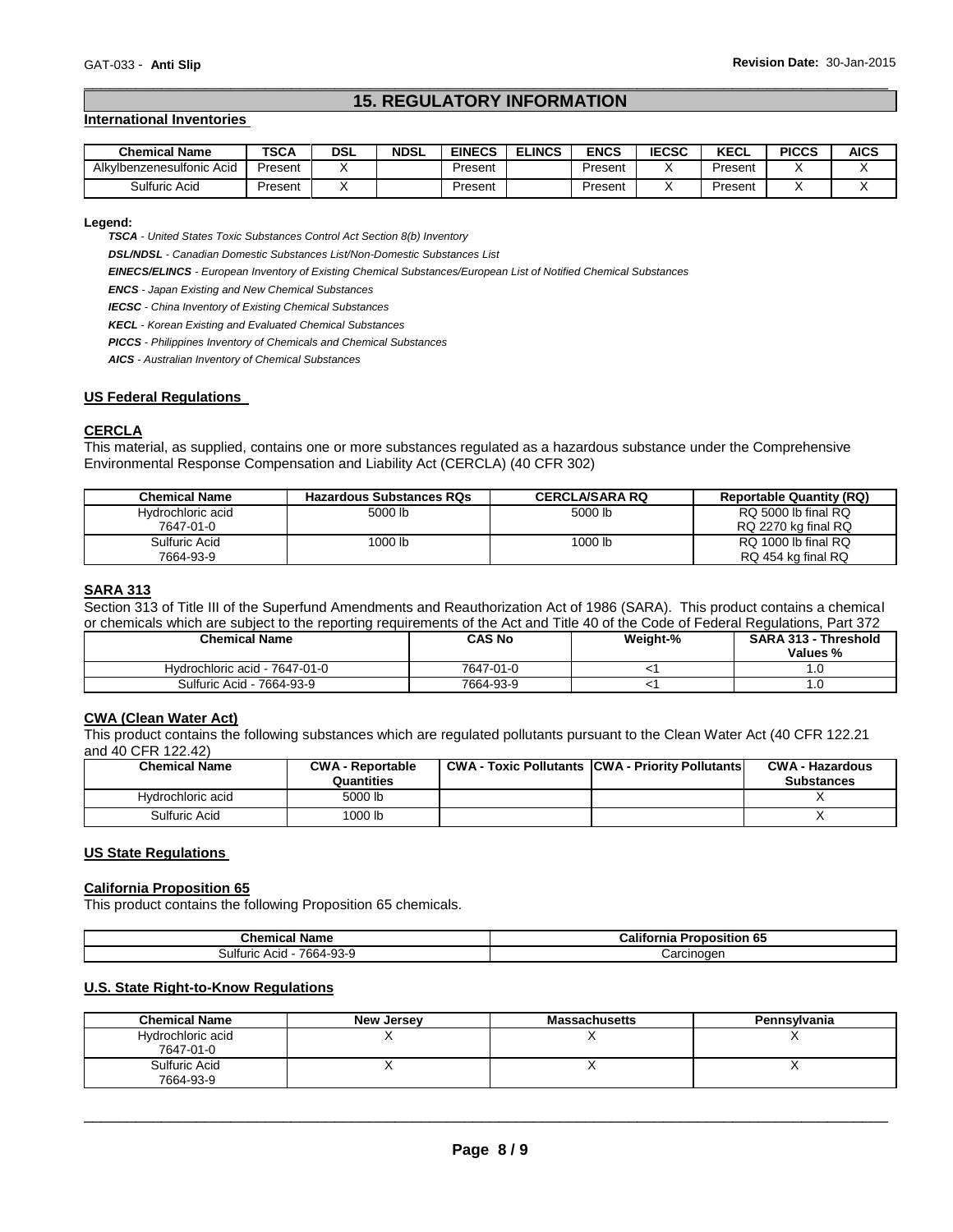## 15. REGULATORY INFORMATION

**International Inventories**

| Chemical Name | TSCA | DSL | NDSL | EINECS | ELINCS | ENCS | IECSC | KECL | PICCS | AICS |
|---|---|---|---|---|---|---|---|---|---|---|
| Alkylbenzenesulfonic Acid | Present | X | | Present | | Present | X | Present | X | X |
| Sulfuric Acid | Present | X | | Present | | Present | X | Present | X | X |

**Legend:**

***TSCA*** *- United States Toxic Substances Control Act Section 8(b) Inventory*

***DSL/NDSL*** *- Canadian Domestic Substances List/Non-Domestic Substances List*

***EINECS/ELINCS*** *- European Inventory of Existing Chemical Substances/European List of Notified Chemical Substances*

***ENCS*** *- Japan Existing and New Chemical Substances*

***IECSC*** *- China Inventory of Existing Chemical Substances*

***KECL*** *- Korean Existing and Evaluated Chemical Substances*

***PICCS*** *- Philippines Inventory of Chemicals and Chemical Substances*

***AICS*** *- Australian Inventory of Chemical Substances*

**US Federal Regulations**

**CERCLA**

This material, as supplied, contains one or more substances regulated as a hazardous substance under the Comprehensive Environmental Response Compensation and Liability Act (CERCLA) (40 CFR 302)

| Chemical Name | Hazardous Substances RQs | CERCLA/SARA RQ | Reportable Quantity (RQ) |
|---|---|---|---|
| Hydrochloric acid 7647-01-0 | 5000 lb | 5000 lb | RQ 5000 lb final RQ RQ 2270 kg final RQ |
| Sulfuric Acid 7664-93-9 | 1000 lb | 1000 lb | RQ 1000 lb final RQ RQ 454 kg final RQ |

**SARA 313**

Section 313 of Title III of the Superfund Amendments and Reauthorization Act of 1986 (SARA). This product contains a chemical or chemicals which are subject to the reporting requirements of the Act and Title 40 of the Code of Federal Regulations, Part 372

| Chemical Name | CAS No | Weight-% | SARA 313 - Threshold Values % |
|---|---|---|---|
| Hydrochloric acid - 7647-01-0 | 7647-01-0 | <1 | 1.0 |
| Sulfuric Acid - 7664-93-9 | 7664-93-9 | <1 | 1.0 |

**CWA (Clean Water Act)**

This product contains the following substances which are regulated pollutants pursuant to the Clean Water Act (40 CFR 122.21 and 40 CFR 122.42)

| Chemical Name | CWA - Reportable Quantities | CWA - Toxic Pollutants | CWA - Priority Pollutants | CWA - Hazardous Substances |
|---|---|---|---|---|
| Hydrochloric acid | 5000 lb | | | X |
| Sulfuric Acid | 1000 lb | | | X |

**US State Regulations**

**California Proposition 65**

This product contains the following Proposition 65 chemicals.

| Chemical Name | California Proposition 65 |
|---|---|
| Sulfuric Acid - 7664-93-9 | Carcinogen |

**U.S. State Right-to-Know Regulations**

| Chemical Name | New Jersey | Massachusetts | Pennsylvania |
|---|---|---|---|
| Hydrochloric acid 7647-01-0 | X | X | X |
| Sulfuric Acid 7664-93-9 | X | X | X |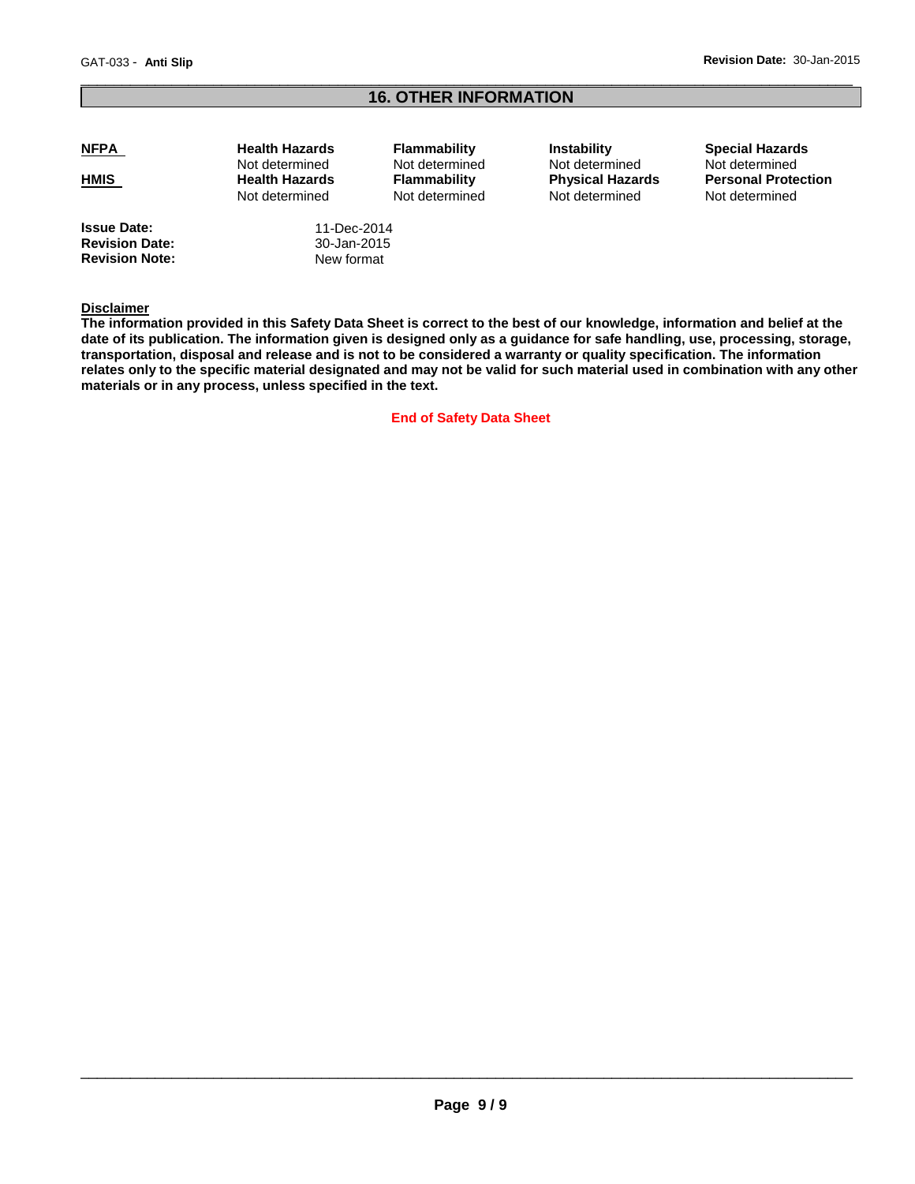## 16. OTHER INFORMATION

| | | | | |
|---|---|---|---|---|
| **NFPA** | **Health Hazards** | **Flammability** | **Instability** | **Special Hazards** |
| | Not determined | Not determined | Not determined | Not determined |
| **HMIS** | **Health Hazards** | **Flammability** | **Physical Hazards** | **Personal Protection** |
| | Not determined | Not determined | Not determined | Not determined |

**Issue Date:** 11-Dec-2014
**Revision Date:** 30-Jan-2015
**Revision Note:** New format

**Disclaimer**

**The information provided in this Safety Data Sheet is correct to the best of our knowledge, information and belief at the date of its publication. The information given is designed only as a guidance for safe handling, use, processing, storage, transportation, disposal and release and is not to be considered a warranty or quality specification. The information relates only to the specific material designated and may not be valid for such material used in combination with any other materials or in any process, unless specified in the text.**

**End of Safety Data Sheet**